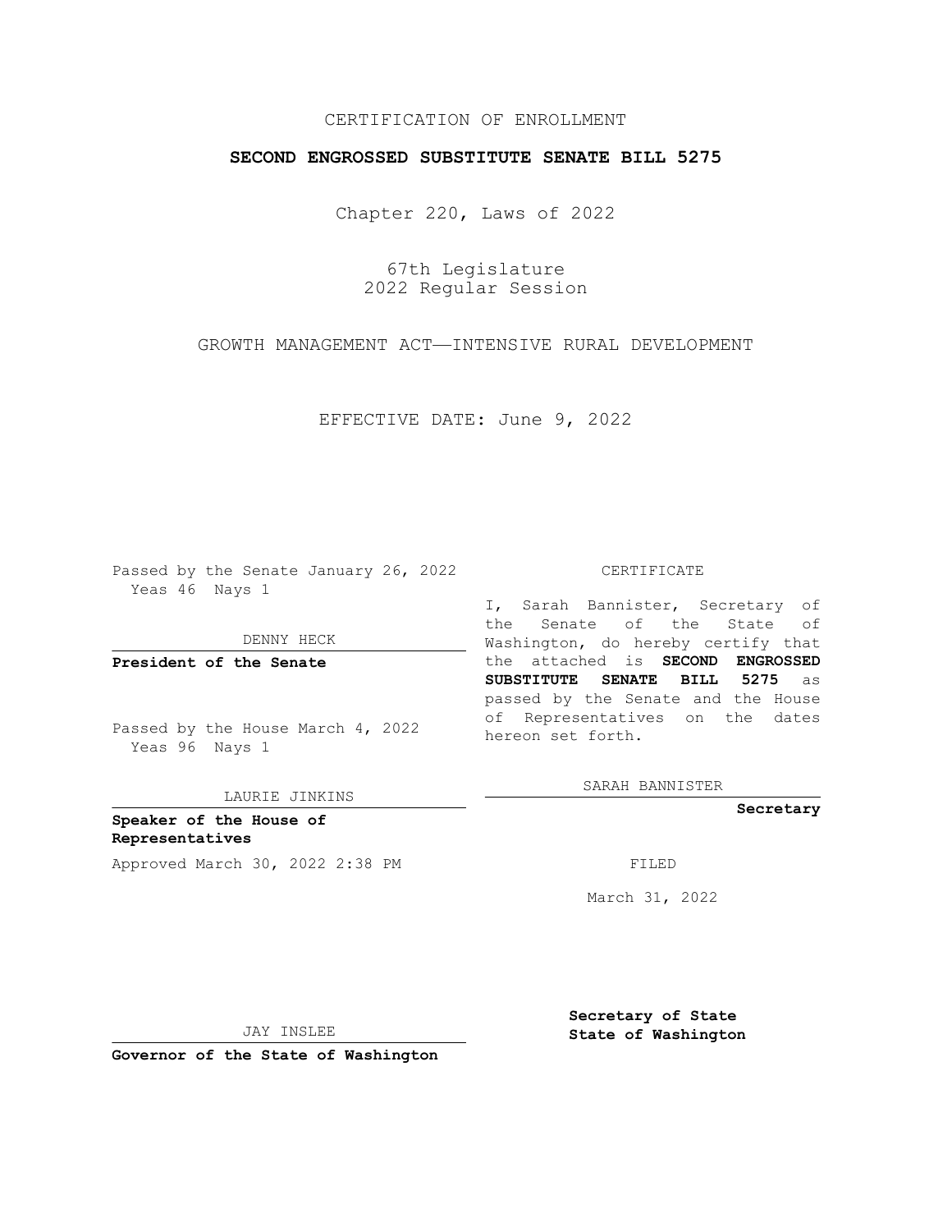CERTIFICATION OF ENROLLMENT

**SECOND ENGROSSED SUBSTITUTE SENATE BILL 5275**

Chapter 220, Laws of 2022

67th Legislature
2022 Regular Session

GROWTH MANAGEMENT ACT—INTENSIVE RURAL DEVELOPMENT

EFFECTIVE DATE: June 9, 2022

Passed by the Senate January 26, 2022
Yeas 46 Nays 1

DENNY HECK

**President of the Senate**

Passed by the House March 4, 2022
Yeas 96 Nays 1

LAURIE JINKINS

**Speaker of the House of Representatives**

Approved March 30, 2022 2:38 PM

JAY INSLEE

**Governor of the State of Washington**

CERTIFICATE

I, Sarah Bannister, Secretary of the Senate of the State of Washington, do hereby certify that the attached is **SECOND ENGROSSED SUBSTITUTE SENATE BILL 5275** as passed by the Senate and the House of Representatives on the dates hereon set forth.

SARAH BANNISTER

**Secretary**

FILED

March 31, 2022

**Secretary of State State of Washington**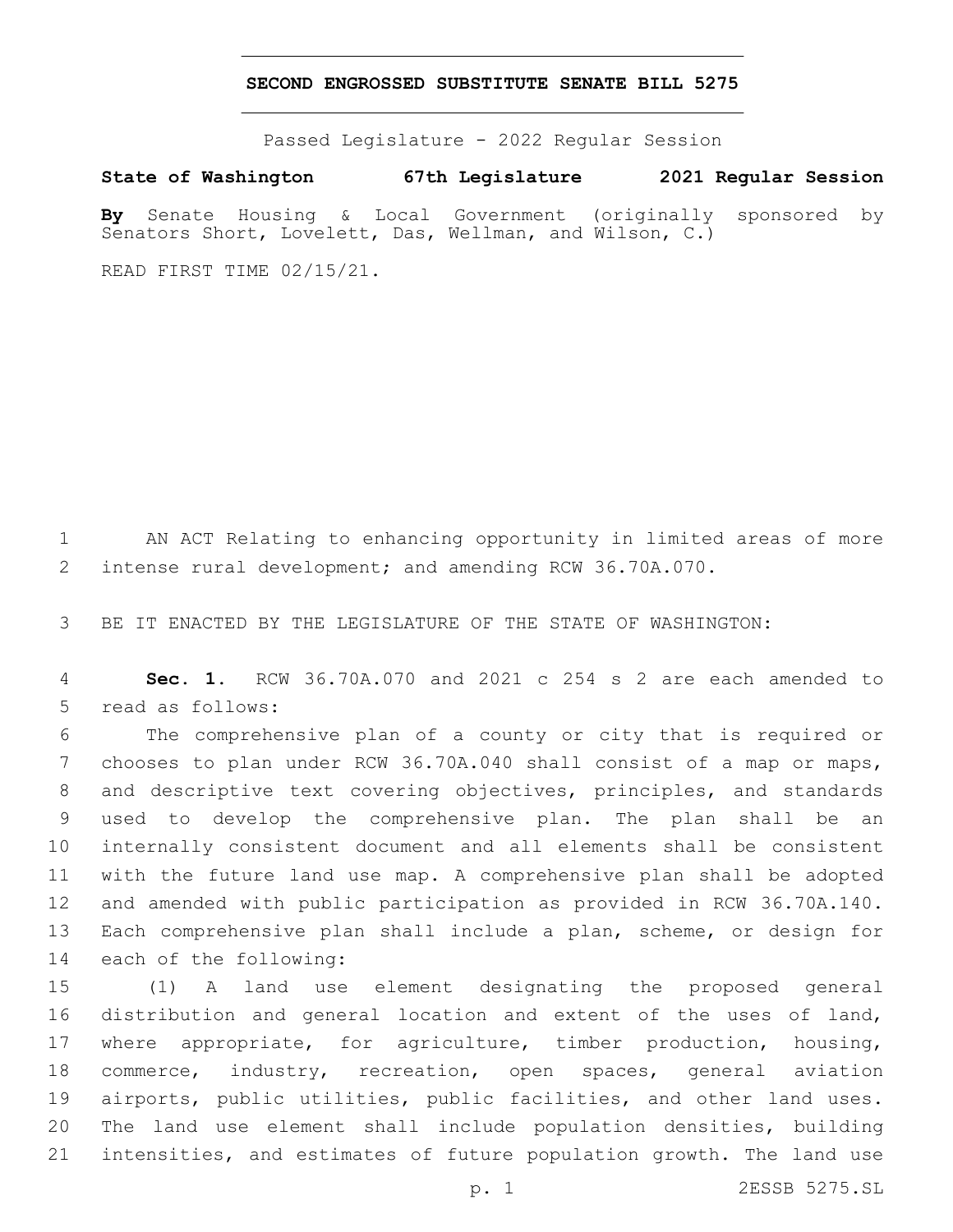# SECOND ENGROSSED SUBSTITUTE SENATE BILL 5275

Passed Legislature - 2022 Regular Session

**State of Washington 67th Legislature 2021 Regular Session**

**By** Senate Housing & Local Government (originally sponsored by Senators Short, Lovelett, Das, Wellman, and Wilson, C.)

READ FIRST TIME 02/15/21.

AN ACT Relating to enhancing opportunity in limited areas of more intense rural development; and amending RCW 36.70A.070.

BE IT ENACTED BY THE LEGISLATURE OF THE STATE OF WASHINGTON:

**Sec. 1.** RCW 36.70A.070 and 2021 c 254 s 2 are each amended to read as follows:

The comprehensive plan of a county or city that is required or chooses to plan under RCW 36.70A.040 shall consist of a map or maps, and descriptive text covering objectives, principles, and standards used to develop the comprehensive plan. The plan shall be an internally consistent document and all elements shall be consistent with the future land use map. A comprehensive plan shall be adopted and amended with public participation as provided in RCW 36.70A.140. Each comprehensive plan shall include a plan, scheme, or design for each of the following:

(1) A land use element designating the proposed general distribution and general location and extent of the uses of land, where appropriate, for agriculture, timber production, housing, commerce, industry, recreation, open spaces, general aviation airports, public utilities, public facilities, and other land uses. The land use element shall include population densities, building intensities, and estimates of future population growth. The land use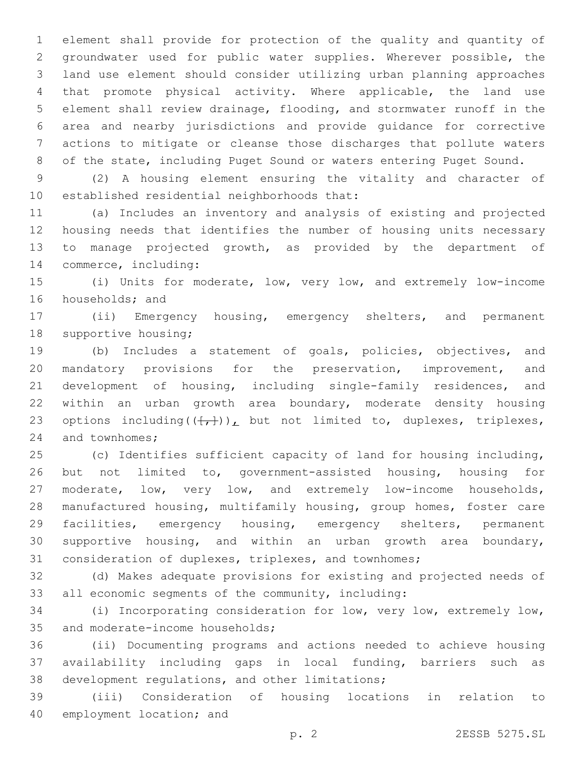element shall provide for protection of the quality and quantity of groundwater used for public water supplies. Wherever possible, the land use element should consider utilizing urban planning approaches that promote physical activity. Where applicable, the land use element shall review drainage, flooding, and stormwater runoff in the area and nearby jurisdictions and provide guidance for corrective actions to mitigate or cleanse those discharges that pollute waters of the state, including Puget Sound or waters entering Puget Sound.

(2) A housing element ensuring the vitality and character of established residential neighborhoods that:

(a) Includes an inventory and analysis of existing and projected housing needs that identifies the number of housing units necessary to manage projected growth, as provided by the department of commerce, including:

(i) Units for moderate, low, very low, and extremely low-income households; and

(ii) Emergency housing, emergency shelters, and permanent supportive housing;

(b) Includes a statement of goals, policies, objectives, and mandatory provisions for the preservation, improvement, and development of housing, including single-family residences, and within an urban growth area boundary, moderate density housing options including((~~[,]~~)), but not limited to, duplexes, triplexes, and townhomes;

(c) Identifies sufficient capacity of land for housing including, but not limited to, government-assisted housing, housing for moderate, low, very low, and extremely low-income households, manufactured housing, multifamily housing, group homes, foster care facilities, emergency housing, emergency shelters, permanent supportive housing, and within an urban growth area boundary, consideration of duplexes, triplexes, and townhomes;

(d) Makes adequate provisions for existing and projected needs of all economic segments of the community, including:

(i) Incorporating consideration for low, very low, extremely low, and moderate-income households;

(ii) Documenting programs and actions needed to achieve housing availability including gaps in local funding, barriers such as development regulations, and other limitations;

(iii) Consideration of housing locations in relation to employment location; and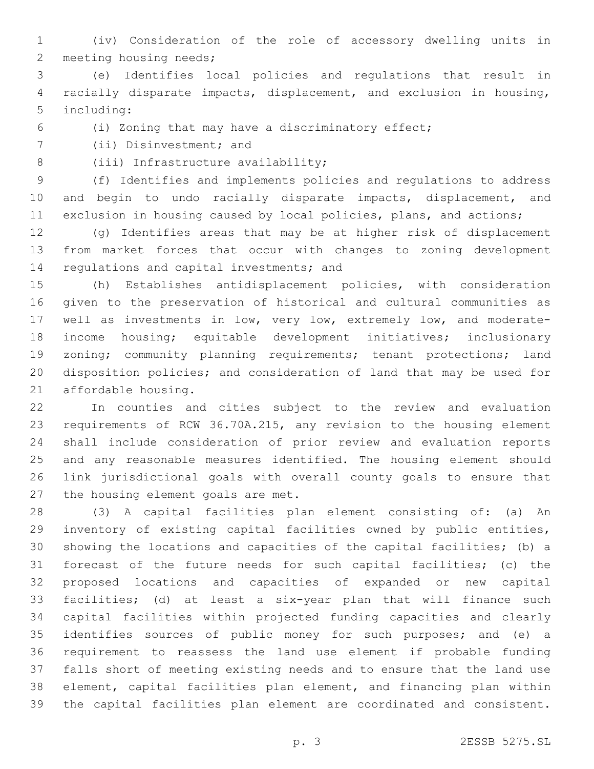(iv) Consideration of the role of accessory dwelling units in meeting housing needs;

(e) Identifies local policies and regulations that result in racially disparate impacts, displacement, and exclusion in housing, including:

(i) Zoning that may have a discriminatory effect;

(ii) Disinvestment; and

(iii) Infrastructure availability;

(f) Identifies and implements policies and regulations to address and begin to undo racially disparate impacts, displacement, and exclusion in housing caused by local policies, plans, and actions;

(g) Identifies areas that may be at higher risk of displacement from market forces that occur with changes to zoning development regulations and capital investments; and

(h) Establishes antidisplacement policies, with consideration given to the preservation of historical and cultural communities as well as investments in low, very low, extremely low, and moderate-income housing; equitable development initiatives; inclusionary zoning; community planning requirements; tenant protections; land disposition policies; and consideration of land that may be used for affordable housing.

In counties and cities subject to the review and evaluation requirements of RCW 36.70A.215, any revision to the housing element shall include consideration of prior review and evaluation reports and any reasonable measures identified. The housing element should link jurisdictional goals with overall county goals to ensure that the housing element goals are met.

(3) A capital facilities plan element consisting of: (a) An inventory of existing capital facilities owned by public entities, showing the locations and capacities of the capital facilities; (b) a forecast of the future needs for such capital facilities; (c) the proposed locations and capacities of expanded or new capital facilities; (d) at least a six-year plan that will finance such capital facilities within projected funding capacities and clearly identifies sources of public money for such purposes; and (e) a requirement to reassess the land use element if probable funding falls short of meeting existing needs and to ensure that the land use element, capital facilities plan element, and financing plan within the capital facilities plan element are coordinated and consistent.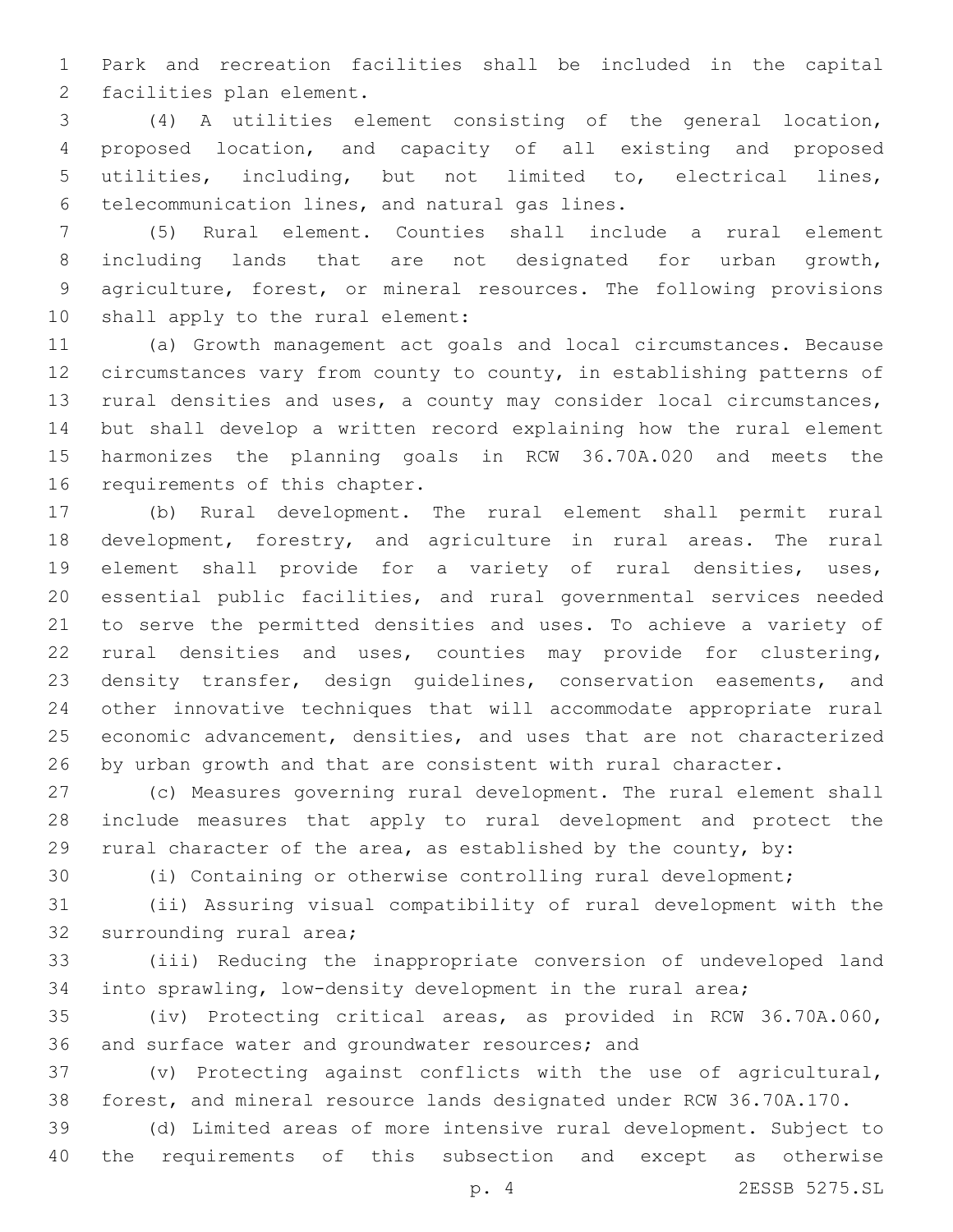Park and recreation facilities shall be included in the capital facilities plan element.

(4) A utilities element consisting of the general location, proposed location, and capacity of all existing and proposed utilities, including, but not limited to, electrical lines, telecommunication lines, and natural gas lines.

(5) Rural element. Counties shall include a rural element including lands that are not designated for urban growth, agriculture, forest, or mineral resources. The following provisions shall apply to the rural element:

(a) Growth management act goals and local circumstances. Because circumstances vary from county to county, in establishing patterns of rural densities and uses, a county may consider local circumstances, but shall develop a written record explaining how the rural element harmonizes the planning goals in RCW 36.70A.020 and meets the requirements of this chapter.

(b) Rural development. The rural element shall permit rural development, forestry, and agriculture in rural areas. The rural element shall provide for a variety of rural densities, uses, essential public facilities, and rural governmental services needed to serve the permitted densities and uses. To achieve a variety of rural densities and uses, counties may provide for clustering, density transfer, design guidelines, conservation easements, and other innovative techniques that will accommodate appropriate rural economic advancement, densities, and uses that are not characterized by urban growth and that are consistent with rural character.

(c) Measures governing rural development. The rural element shall include measures that apply to rural development and protect the rural character of the area, as established by the county, by:

(i) Containing or otherwise controlling rural development;

(ii) Assuring visual compatibility of rural development with the surrounding rural area;

(iii) Reducing the inappropriate conversion of undeveloped land into sprawling, low-density development in the rural area;

(iv) Protecting critical areas, as provided in RCW 36.70A.060, and surface water and groundwater resources; and

(v) Protecting against conflicts with the use of agricultural, forest, and mineral resource lands designated under RCW 36.70A.170.

(d) Limited areas of more intensive rural development. Subject to the requirements of this subsection and except as otherwise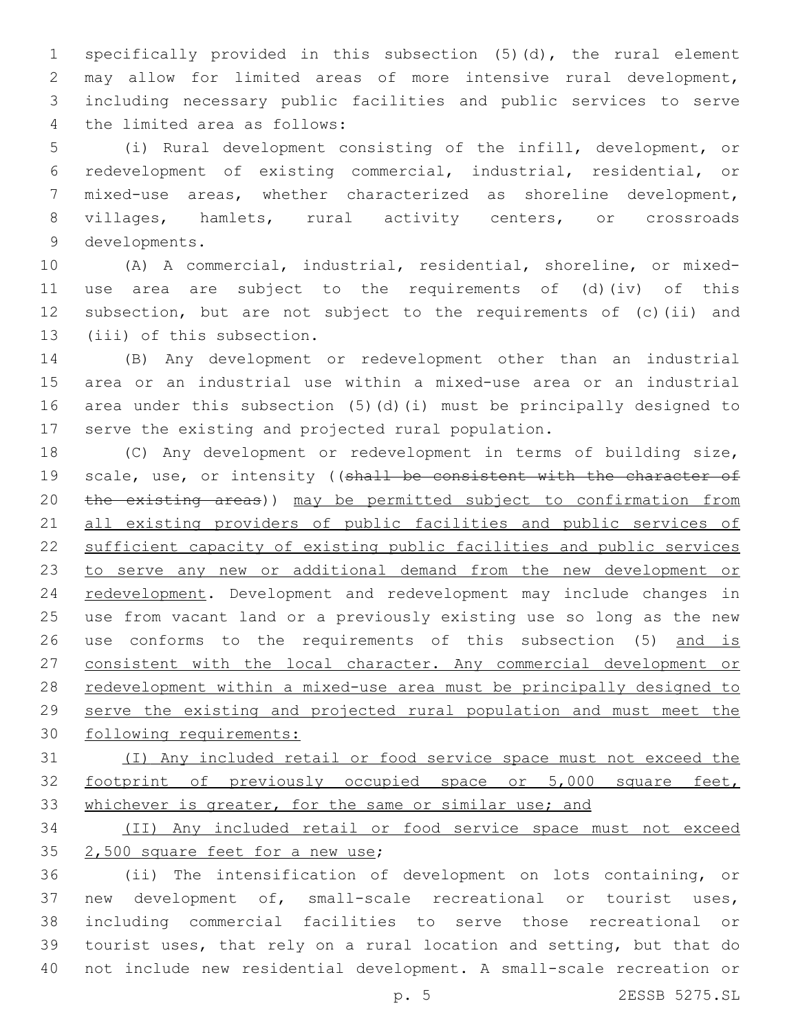specifically provided in this subsection (5)(d), the rural element may allow for limited areas of more intensive rural development, including necessary public facilities and public services to serve the limited area as follows:

(i) Rural development consisting of the infill, development, or redevelopment of existing commercial, industrial, residential, or mixed-use areas, whether characterized as shoreline development, villages, hamlets, rural activity centers, or crossroads developments.

(A) A commercial, industrial, residential, shoreline, or mixed-use area are subject to the requirements of (d)(iv) of this subsection, but are not subject to the requirements of (c)(ii) and (iii) of this subsection.

(B) Any development or redevelopment other than an industrial area or an industrial use within a mixed-use area or an industrial area under this subsection (5)(d)(i) must be principally designed to serve the existing and projected rural population.

(C) Any development or redevelopment in terms of building size, scale, use, or intensity ((~~shall be consistent with the character of the existing areas~~)) <u>may be permitted subject to confirmation from all existing providers of public facilities and public services of sufficient capacity of existing public facilities and public services to serve any new or additional demand from the new development or redevelopment</u>. Development and redevelopment may include changes in use from vacant land or a previously existing use so long as the new use conforms to the requirements of this subsection (5) <u>and is consistent with the local character. Any commercial development or redevelopment within a mixed-use area must be principally designed to serve the existing and projected rural population and must meet the following requirements:</u>

<u>(I) Any included retail or food service space must not exceed the footprint of previously occupied space or 5,000 square feet, whichever is greater, for the same or similar use; and</u>

<u>(II) Any included retail or food service space must not exceed 2,500 square feet for a new use</u>;

(ii) The intensification of development on lots containing, or new development of, small-scale recreational or tourist uses, including commercial facilities to serve those recreational or tourist uses, that rely on a rural location and setting, but that do not include new residential development. A small-scale recreation or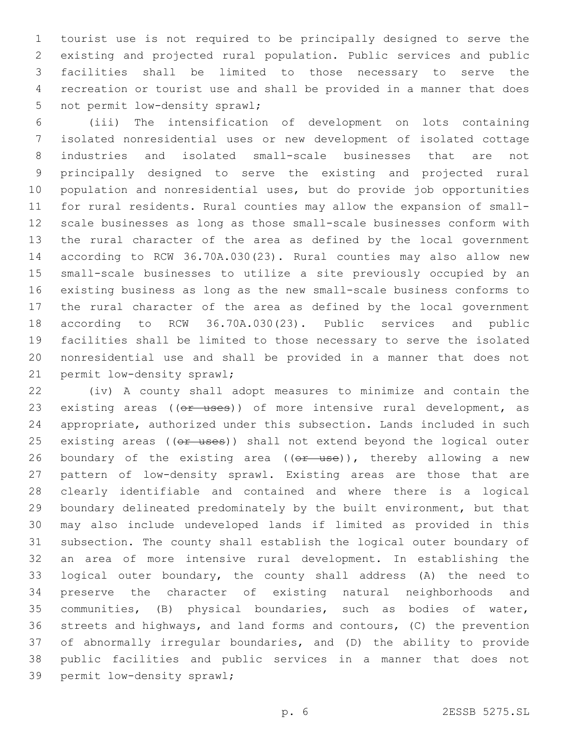tourist use is not required to be principally designed to serve the existing and projected rural population. Public services and public facilities shall be limited to those necessary to serve the recreation or tourist use and shall be provided in a manner that does not permit low-density sprawl;

(iii) The intensification of development on lots containing isolated nonresidential uses or new development of isolated cottage industries and isolated small-scale businesses that are not principally designed to serve the existing and projected rural population and nonresidential uses, but do provide job opportunities for rural residents. Rural counties may allow the expansion of small-scale businesses as long as those small-scale businesses conform with the rural character of the area as defined by the local government according to RCW 36.70A.030(23). Rural counties may also allow new small-scale businesses to utilize a site previously occupied by an existing business as long as the new small-scale business conforms to the rural character of the area as defined by the local government according to RCW 36.70A.030(23). Public services and public facilities shall be limited to those necessary to serve the isolated nonresidential use and shall be provided in a manner that does not permit low-density sprawl;

(iv) A county shall adopt measures to minimize and contain the existing areas ((~~or uses~~)) of more intensive rural development, as appropriate, authorized under this subsection. Lands included in such existing areas ((~~or uses~~)) shall not extend beyond the logical outer boundary of the existing area ((~~or use~~)), thereby allowing a new pattern of low-density sprawl. Existing areas are those that are clearly identifiable and contained and where there is a logical boundary delineated predominately by the built environment, but that may also include undeveloped lands if limited as provided in this subsection. The county shall establish the logical outer boundary of an area of more intensive rural development. In establishing the logical outer boundary, the county shall address (A) the need to preserve the character of existing natural neighborhoods and communities, (B) physical boundaries, such as bodies of water, streets and highways, and land forms and contours, (C) the prevention of abnormally irregular boundaries, and (D) the ability to provide public facilities and public services in a manner that does not permit low-density sprawl;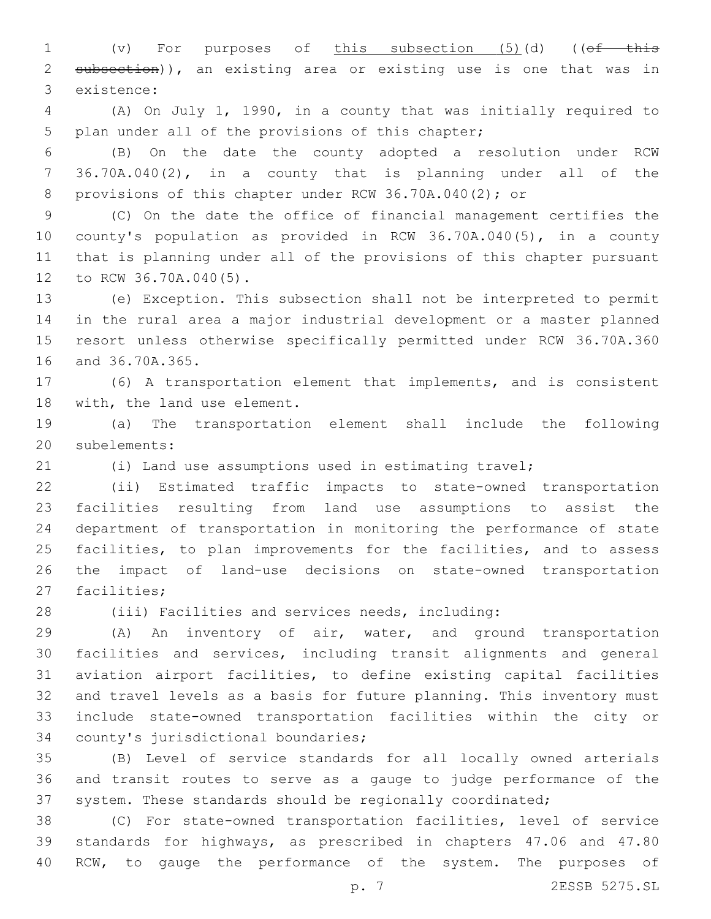(v) For purposes of <u>this subsection (5)</u>(d) ((~~of this subsection~~)), an existing area or existing use is one that was in existence:

(A) On July 1, 1990, in a county that was initially required to plan under all of the provisions of this chapter;

(B) On the date the county adopted a resolution under RCW 36.70A.040(2), in a county that is planning under all of the provisions of this chapter under RCW 36.70A.040(2); or

(C) On the date the office of financial management certifies the county's population as provided in RCW 36.70A.040(5), in a county that is planning under all of the provisions of this chapter pursuant to RCW 36.70A.040(5).

(e) Exception. This subsection shall not be interpreted to permit in the rural area a major industrial development or a master planned resort unless otherwise specifically permitted under RCW 36.70A.360 and 36.70A.365.

(6) A transportation element that implements, and is consistent with, the land use element.

(a) The transportation element shall include the following subelements:

(i) Land use assumptions used in estimating travel;

(ii) Estimated traffic impacts to state-owned transportation facilities resulting from land use assumptions to assist the department of transportation in monitoring the performance of state facilities, to plan improvements for the facilities, and to assess the impact of land-use decisions on state-owned transportation facilities;

(iii) Facilities and services needs, including:

(A) An inventory of air, water, and ground transportation facilities and services, including transit alignments and general aviation airport facilities, to define existing capital facilities and travel levels as a basis for future planning. This inventory must include state-owned transportation facilities within the city or county's jurisdictional boundaries;

(B) Level of service standards for all locally owned arterials and transit routes to serve as a gauge to judge performance of the system. These standards should be regionally coordinated;

(C) For state-owned transportation facilities, level of service standards for highways, as prescribed in chapters 47.06 and 47.80 RCW, to gauge the performance of the system. The purposes of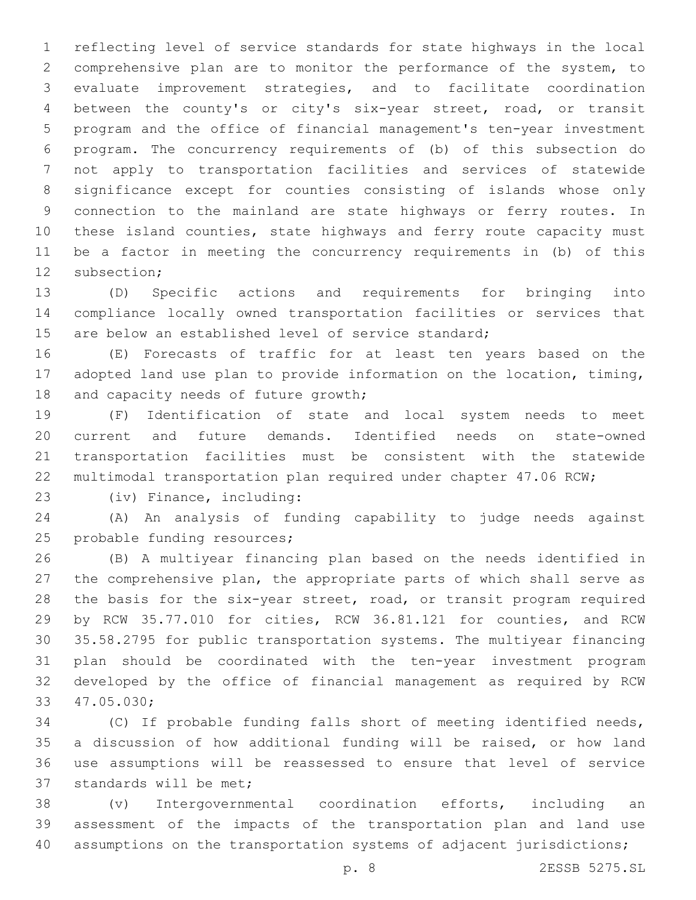reflecting level of service standards for state highways in the local comprehensive plan are to monitor the performance of the system, to evaluate improvement strategies, and to facilitate coordination between the county's or city's six-year street, road, or transit program and the office of financial management's ten-year investment program. The concurrency requirements of (b) of this subsection do not apply to transportation facilities and services of statewide significance except for counties consisting of islands whose only connection to the mainland are state highways or ferry routes. In these island counties, state highways and ferry route capacity must be a factor in meeting the concurrency requirements in (b) of this subsection;

(D) Specific actions and requirements for bringing into compliance locally owned transportation facilities or services that are below an established level of service standard;

(E) Forecasts of traffic for at least ten years based on the adopted land use plan to provide information on the location, timing, and capacity needs of future growth;

(F) Identification of state and local system needs to meet current and future demands. Identified needs on state-owned transportation facilities must be consistent with the statewide multimodal transportation plan required under chapter 47.06 RCW;

(iv) Finance, including:

(A) An analysis of funding capability to judge needs against probable funding resources;

(B) A multiyear financing plan based on the needs identified in the comprehensive plan, the appropriate parts of which shall serve as the basis for the six-year street, road, or transit program required by RCW 35.77.010 for cities, RCW 36.81.121 for counties, and RCW 35.58.2795 for public transportation systems. The multiyear financing plan should be coordinated with the ten-year investment program developed by the office of financial management as required by RCW 47.05.030;

(C) If probable funding falls short of meeting identified needs, a discussion of how additional funding will be raised, or how land use assumptions will be reassessed to ensure that level of service standards will be met;

(v) Intergovernmental coordination efforts, including an assessment of the impacts of the transportation plan and land use assumptions on the transportation systems of adjacent jurisdictions;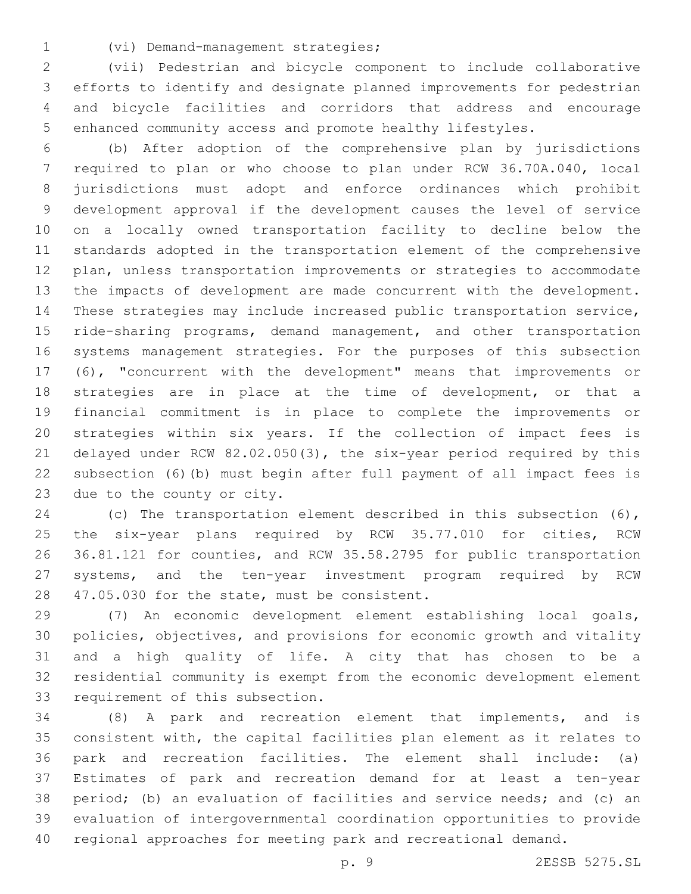(vi) Demand-management strategies;

(vii) Pedestrian and bicycle component to include collaborative efforts to identify and designate planned improvements for pedestrian and bicycle facilities and corridors that address and encourage enhanced community access and promote healthy lifestyles.

(b) After adoption of the comprehensive plan by jurisdictions required to plan or who choose to plan under RCW 36.70A.040, local jurisdictions must adopt and enforce ordinances which prohibit development approval if the development causes the level of service on a locally owned transportation facility to decline below the standards adopted in the transportation element of the comprehensive plan, unless transportation improvements or strategies to accommodate the impacts of development are made concurrent with the development. These strategies may include increased public transportation service, ride-sharing programs, demand management, and other transportation systems management strategies. For the purposes of this subsection (6), "concurrent with the development" means that improvements or strategies are in place at the time of development, or that a financial commitment is in place to complete the improvements or strategies within six years. If the collection of impact fees is delayed under RCW 82.02.050(3), the six-year period required by this subsection (6)(b) must begin after full payment of all impact fees is due to the county or city.

(c) The transportation element described in this subsection (6), the six-year plans required by RCW 35.77.010 for cities, RCW 36.81.121 for counties, and RCW 35.58.2795 for public transportation systems, and the ten-year investment program required by RCW 47.05.030 for the state, must be consistent.

(7) An economic development element establishing local goals, policies, objectives, and provisions for economic growth and vitality and a high quality of life. A city that has chosen to be a residential community is exempt from the economic development element requirement of this subsection.

(8) A park and recreation element that implements, and is consistent with, the capital facilities plan element as it relates to park and recreation facilities. The element shall include: (a) Estimates of park and recreation demand for at least a ten-year period; (b) an evaluation of facilities and service needs; and (c) an evaluation of intergovernmental coordination opportunities to provide regional approaches for meeting park and recreational demand.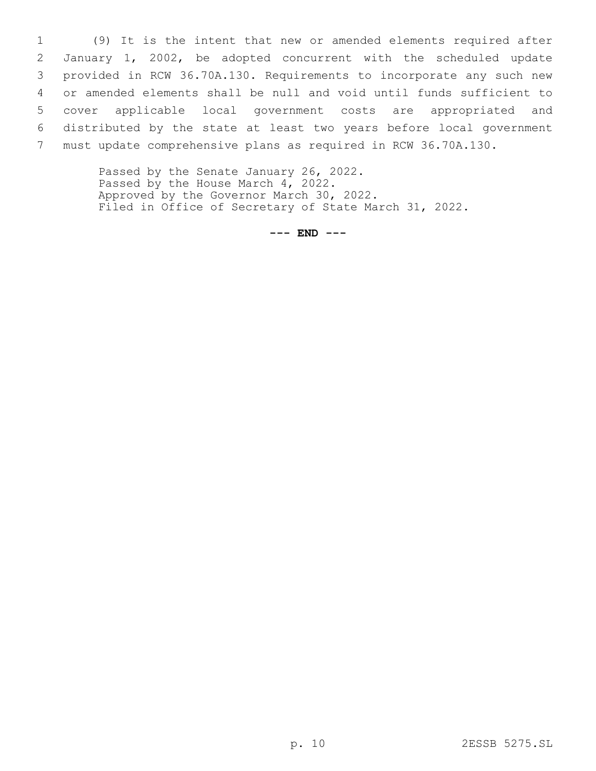(9) It is the intent that new or amended elements required after January 1, 2002, be adopted concurrent with the scheduled update provided in RCW 36.70A.130. Requirements to incorporate any such new or amended elements shall be null and void until funds sufficient to cover applicable local government costs are appropriated and distributed by the state at least two years before local government must update comprehensive plans as required in RCW 36.70A.130.

Passed by the Senate January 26, 2022.
Passed by the House March 4, 2022.
Approved by the Governor March 30, 2022.
Filed in Office of Secretary of State March 31, 2022.

**--- END ---**